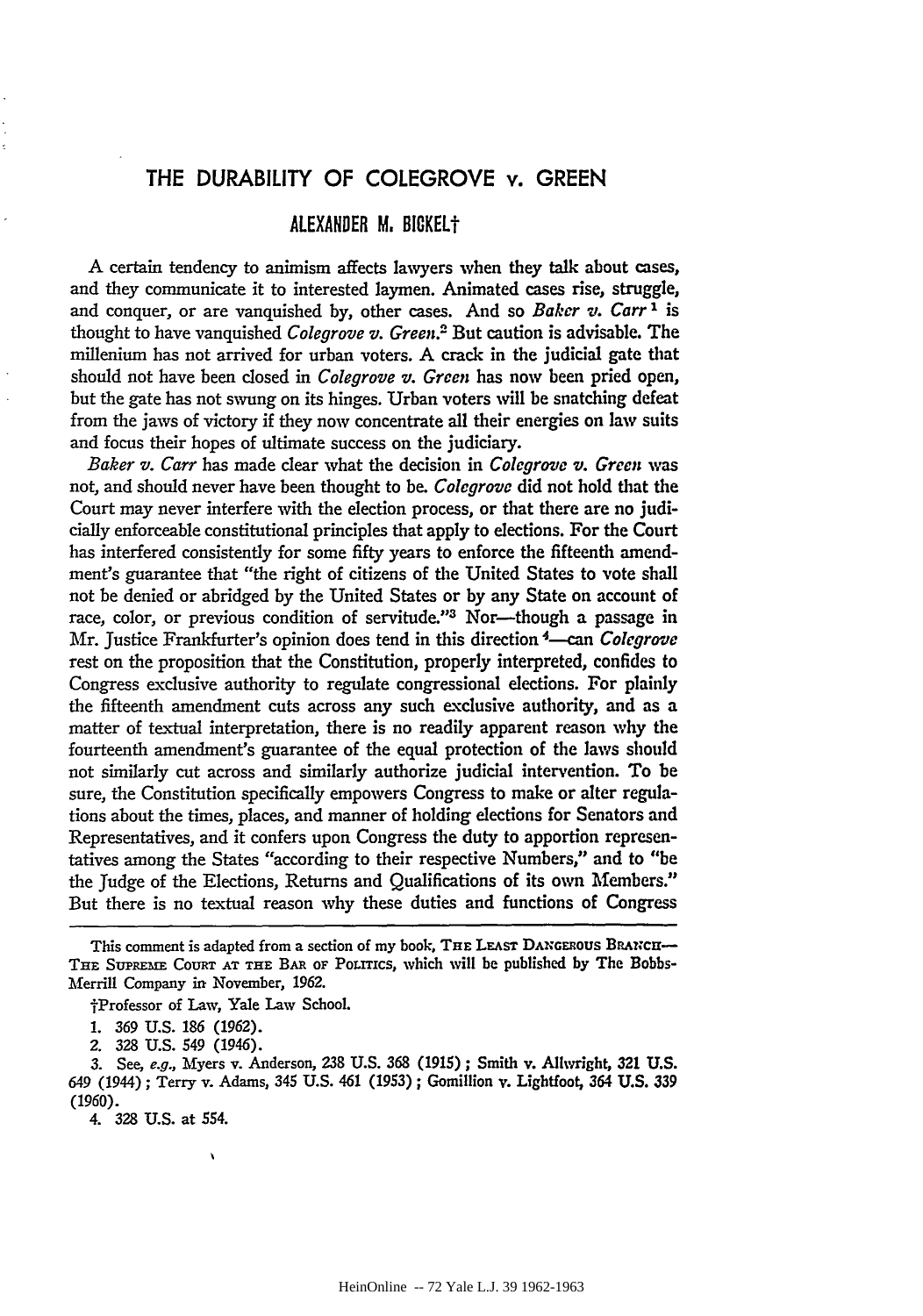# THE DURABILITY OF COLEGROVE v. GREEN

## ALEXANDER M. BICKEL†

A certain tendency to animism affects lawyers when they talk about cases, and they communicate it to interested laymen. Animated cases rise, struggle, and conquer, or are vanquished by, other cases. And so *Baker v. Carr*[1] is thought to have vanquished *Colegrove v. Green*.[2] But caution is advisable. The millenium has not arrived for urban voters. A crack in the judicial gate that should not have been closed in *Colegrove v. Green* has now been pried open, but the gate has not swung on its hinges. Urban voters will be snatching defeat from the jaws of victory if they now concentrate all their energies on law suits and focus their hopes of ultimate success on the judiciary.

*Baker v. Carr* has made clear what the decision in *Colegrove v. Green* was not, and should never have been thought to be. *Colegrove* did not hold that the Court may never interfere with the election process, or that there are no judicially enforceable constitutional principles that apply to elections. For the Court has interfered consistently for some fifty years to enforce the fifteenth amendment's guarantee that "the right of citizens of the United States to vote shall not be denied or abridged by the United States or by any State on account of race, color, or previous condition of servitude."[3] Nor—though a passage in Mr. Justice Frankfurter's opinion does tend in this direction[4]—can *Colegrove* rest on the proposition that the Constitution, properly interpreted, confides to Congress exclusive authority to regulate congressional elections. For plainly the fifteenth amendment cuts across any such exclusive authority, and as a matter of textual interpretation, there is no readily apparent reason why the fourteenth amendment's guarantee of the equal protection of the laws should not similarly cut across and similarly authorize judicial intervention. To be sure, the Constitution specifically empowers Congress to make or alter regulations about the times, places, and manner of holding elections for Senators and Representatives, and it confers upon Congress the duty to apportion representatives among the States "according to their respective Numbers," and to "be the Judge of the Elections, Returns and Qualifications of its own Members." But there is no textual reason why these duties and functions of Congress

---

This comment is adapted from a section of my book, THE LEAST DANGEROUS BRANCH—THE SUPREME COURT AT THE BAR OF POLITICS, which will be published by The Bobbs-Merrill Company in November, 1962.

†Professor of Law, Yale Law School.

1. 369 U.S. 186 (1962).
2. 328 U.S. 549 (1946).
3. See, *e.g.*, Myers v. Anderson, 238 U.S. 368 (1915); Smith v. Allwright, 321 U.S. 649 (1944); Terry v. Adams, 345 U.S. 461 (1953); Gomillion v. Lightfoot, 364 U.S. 339 (1960).
4. 328 U.S. at 554.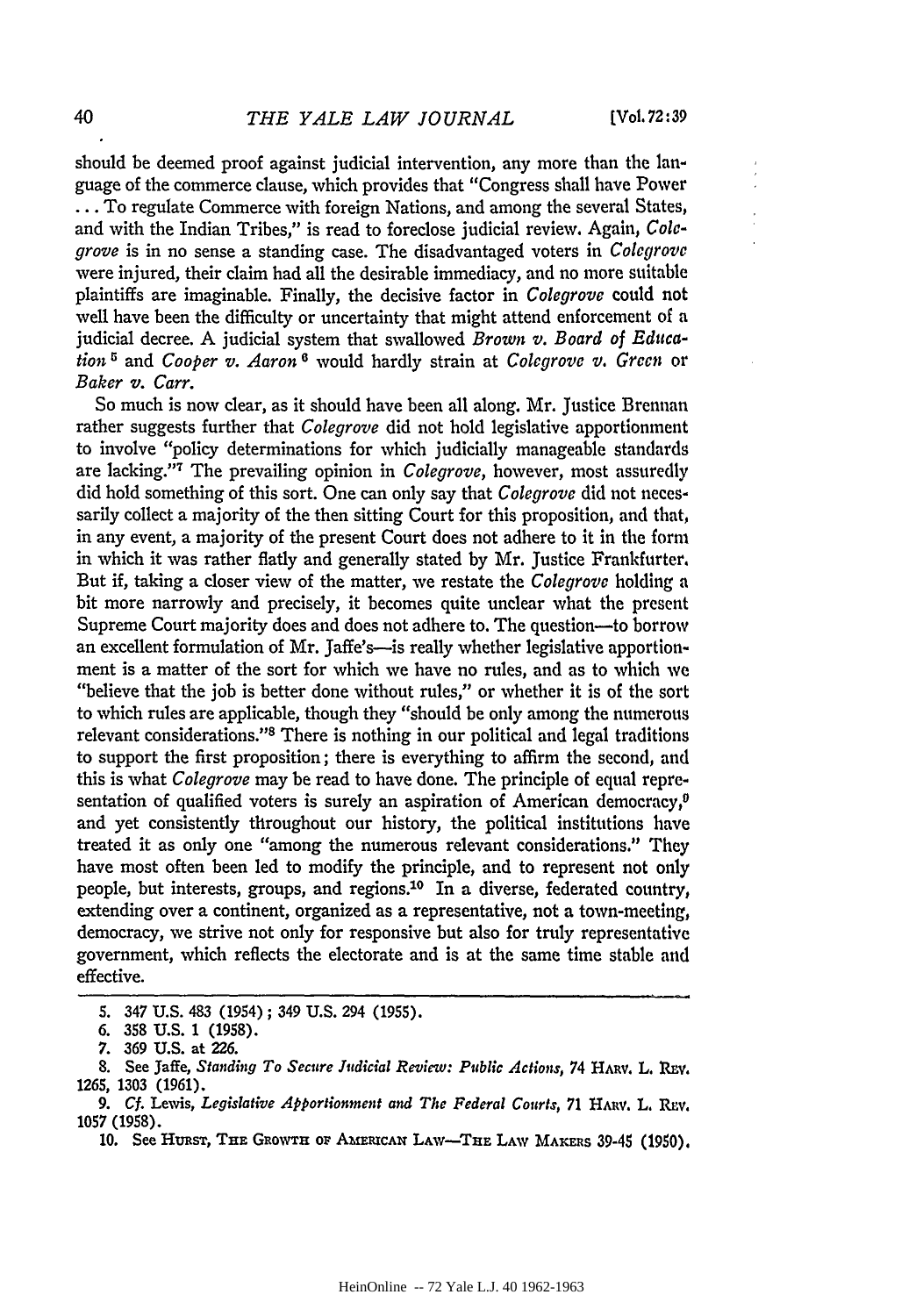should be deemed proof against judicial intervention, any more than the language of the commerce clause, which provides that "Congress shall have Power . . . To regulate Commerce with foreign Nations, and among the several States, and with the Indian Tribes," is read to foreclose judicial review. Again, *Colegrove* is in no sense a standing case. The disadvantaged voters in *Colegrove* were injured, their claim had all the desirable immediacy, and no more suitable plaintiffs are imaginable. Finally, the decisive factor in *Colegrove* could not well have been the difficulty or uncertainty that might attend enforcement of a judicial decree. A judicial system that swallowed *Brown v. Board of Education* [5] and *Cooper v. Aaron* [6] would hardly strain at *Colegrove v. Green* or *Baker v. Carr.*

So much is now clear, as it should have been all along. Mr. Justice Brennan rather suggests further that *Colegrove* did not hold legislative apportionment to involve "policy determinations for which judicially manageable standards are lacking."[7] The prevailing opinion in *Colegrove*, however, most assuredly did hold something of this sort. One can only say that *Colegrove* did not necessarily collect a majority of the then sitting Court for this proposition, and that, in any event, a majority of the present Court does not adhere to it in the form in which it was rather flatly and generally stated by Mr. Justice Frankfurter. But if, taking a closer view of the matter, we restate the *Colegrove* holding a bit more narrowly and precisely, it becomes quite unclear what the present Supreme Court majority does and does not adhere to. The question—to borrow an excellent formulation of Mr. Jaffe's—is really whether legislative apportionment is a matter of the sort for which we have no rules, and as to which we "believe that the job is better done without rules," or whether it is of the sort to which rules are applicable, though they "should be only among the numerous relevant considerations."[8] There is nothing in our political and legal traditions to support the first proposition; there is everything to affirm the second, and this is what *Colegrove* may be read to have done. The principle of equal representation of qualified voters is surely an aspiration of American democracy,[9] and yet consistently throughout our history, the political institutions have treated it as only one "among the numerous relevant considerations." They have most often been led to modify the principle, and to represent not only people, but interests, groups, and regions.[10] In a diverse, federated country, extending over a continent, organized as a representative, not a town-meeting, democracy, we strive not only for responsive but also for truly representative government, which reflects the electorate and is at the same time stable and effective.

5. 347 U.S. 483 (1954); 349 U.S. 294 (1955).

6. 358 U.S. 1 (1958).

7. 369 U.S. at 226.

8. See Jaffe, *Standing To Secure Judicial Review: Public Actions*, 74 HARV. L. REV. 1265, 1303 (1961).

9. *Cf.* Lewis, *Legislative Apportionment and The Federal Courts*, 71 HARV. L. REV. 1057 (1958).

10. See HURST, THE GROWTH OF AMERICAN LAW—THE LAW MAKERS 39-45 (1950).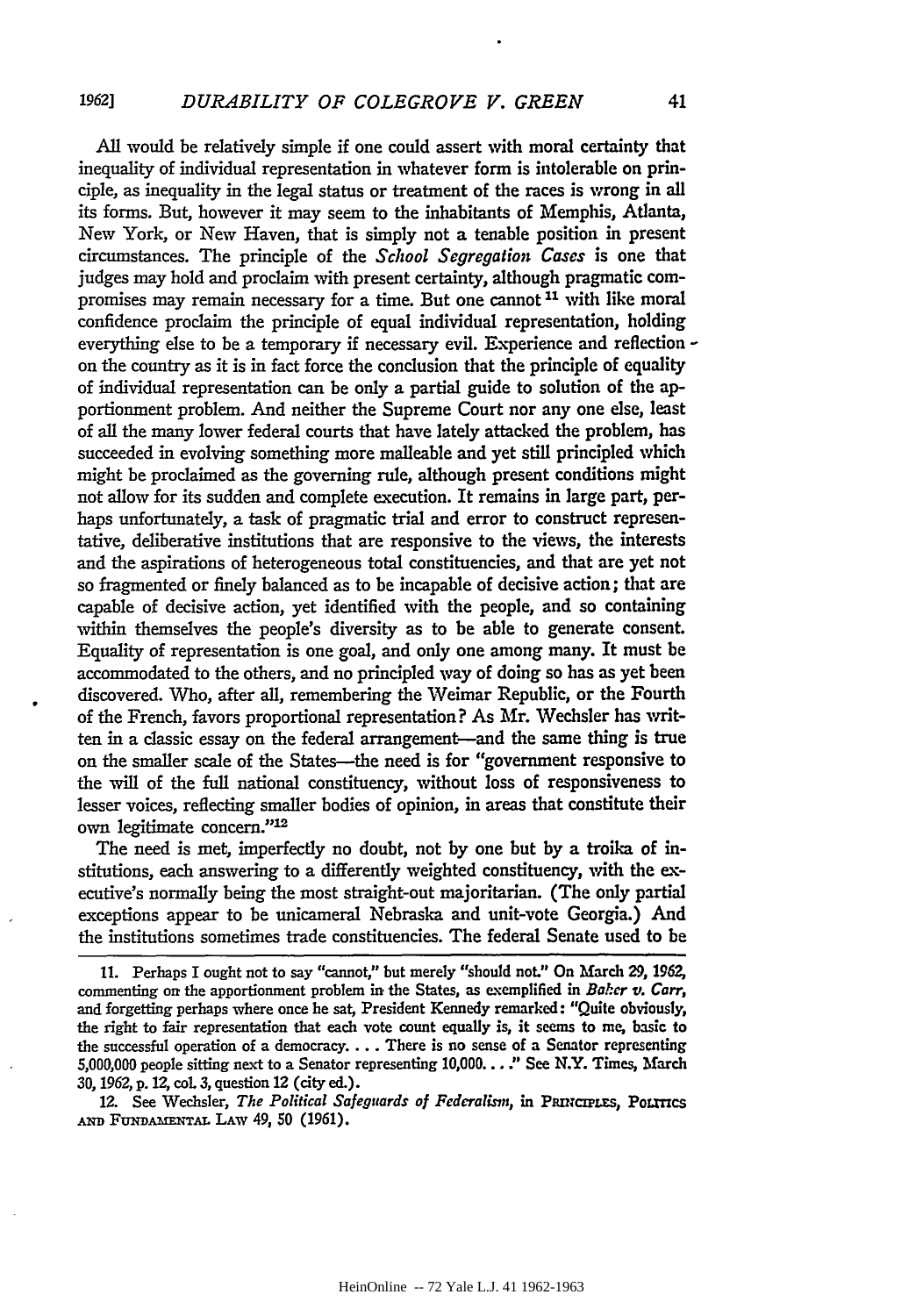All would be relatively simple if one could assert with moral certainty that inequality of individual representation in whatever form is intolerable on principle, as inequality in the legal status or treatment of the races is wrong in all its forms. But, however it may seem to the inhabitants of Memphis, Atlanta, New York, or New Haven, that is simply not a tenable position in present circumstances. The principle of the *School Segregation Cases* is one that judges may hold and proclaim with present certainty, although pragmatic compromises may remain necessary for a time. But one cannot[11] with like moral confidence proclaim the principle of equal individual representation, holding everything else to be a temporary if necessary evil. Experience and reflection on the country as it is in fact force the conclusion that the principle of equality of individual representation can be only a partial guide to solution of the apportionment problem. And neither the Supreme Court nor any one else, least of all the many lower federal courts that have lately attacked the problem, has succeeded in evolving something more malleable and yet still principled which might be proclaimed as the governing rule, although present conditions might not allow for its sudden and complete execution. It remains in large part, perhaps unfortunately, a task of pragmatic trial and error to construct representative, deliberative institutions that are responsive to the views, the interests and the aspirations of heterogeneous total constituencies, and that are yet not so fragmented or finely balanced as to be incapable of decisive action; that are capable of decisive action, yet identified with the people, and so containing within themselves the people's diversity as to be able to generate consent. Equality of representation is one goal, and only one among many. It must be accommodated to the others, and no principled way of doing so has as yet been discovered. Who, after all, remembering the Weimar Republic, or the Fourth of the French, favors proportional representation? As Mr. Wechsler has written in a classic essay on the federal arrangement—and the same thing is true on the smaller scale of the States—the need is for "government responsive to the will of the full national constituency, without loss of responsiveness to lesser voices, reflecting smaller bodies of opinion, in areas that constitute their own legitimate concern."[12]

The need is met, imperfectly no doubt, not by one but by a troika of institutions, each answering to a differently weighted constituency, with the executive's normally being the most straight-out majoritarian. (The only partial exceptions appear to be unicameral Nebraska and unit-vote Georgia.) And the institutions sometimes trade constituencies. The federal Senate used to be

11. Perhaps I ought not to say "cannot," but merely "should not." On March 29, 1962, commenting on the apportionment problem in the States, as exemplified in *Baker v. Carr*, and forgetting perhaps where once he sat, President Kennedy remarked: "Quite obviously, the right to fair representation that each vote count equally is, it seems to me, basic to the successful operation of a democracy. . . . There is no sense of a Senator representing 5,000,000 people sitting next to a Senator representing 10,000. . . ." See N.Y. Times, March 30, 1962, p. 12, col. 3, question 12 (city ed.).

12. See Wechsler, *The Political Safeguards of Federalism*, in PRINCIPLES, POLITICS AND FUNDAMENTAL LAW 49, 50 (1961).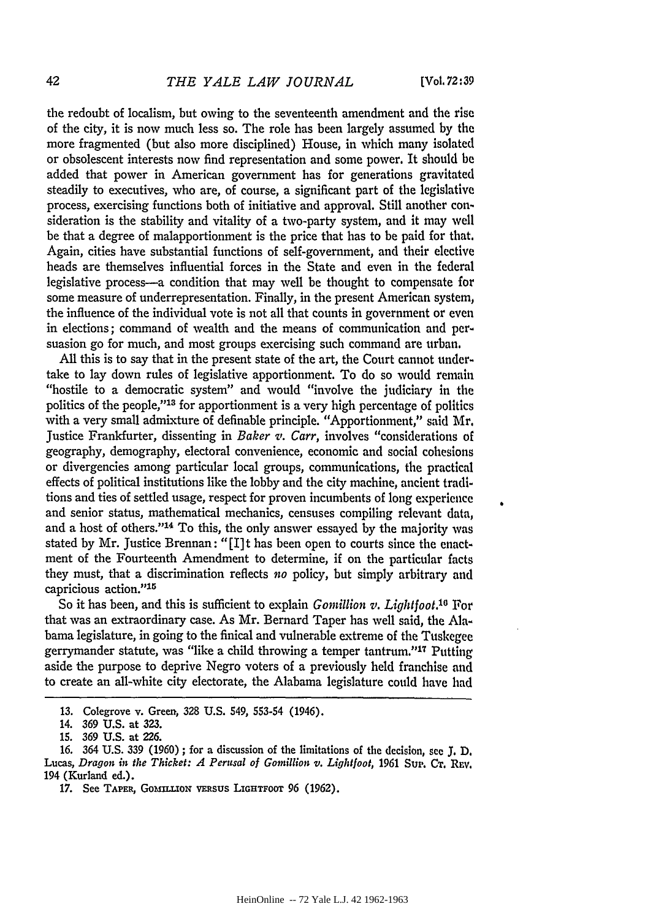the redoubt of localism, but owing to the seventeenth amendment and the rise of the city, it is now much less so. The role has been largely assumed by the more fragmented (but also more disciplined) House, in which many isolated or obsolescent interests now find representation and some power. It should be added that power in American government has for generations gravitated steadily to executives, who are, of course, a significant part of the legislative process, exercising functions both of initiative and approval. Still another consideration is the stability and vitality of a two-party system, and it may well be that a degree of malapportionment is the price that has to be paid for that. Again, cities have substantial functions of self-government, and their elective heads are themselves influential forces in the State and even in the federal legislative process—a condition that may well be thought to compensate for some measure of underrepresentation. Finally, in the present American system, the influence of the individual vote is not all that counts in government or even in elections; command of wealth and the means of communication and persuasion go for much, and most groups exercising such command are urban.

All this is to say that in the present state of the art, the Court cannot undertake to lay down rules of legislative apportionment. To do so would remain "hostile to a democratic system" and would "involve the judiciary in the politics of the people,"[13] for apportionment is a very high percentage of politics with a very small admixture of definable principle. "Apportionment," said Mr. Justice Frankfurter, dissenting in *Baker v. Carr*, involves "considerations of geography, demography, electoral convenience, economic and social cohesions or divergencies among particular local groups, communications, the practical effects of political institutions like the lobby and the city machine, ancient traditions and ties of settled usage, respect for proven incumbents of long experience and senior status, mathematical mechanics, censuses compiling relevant data, and a host of others."[14] To this, the only answer essayed by the majority was stated by Mr. Justice Brennan: "[I]t has been open to courts since the enactment of the Fourteenth Amendment to determine, if on the particular facts they must, that a discrimination reflects *no* policy, but simply arbitrary and capricious action."[15]

So it has been, and this is sufficient to explain *Gomillion v. Lightfoot*.[16] For that was an extraordinary case. As Mr. Bernard Taper has well said, the Alabama legislature, in going to the finical and vulnerable extreme of the Tuskegee gerrymander statute, was "like a child throwing a temper tantrum."[17] Putting aside the purpose to deprive Negro voters of a previously held franchise and to create an all-white city electorate, the Alabama legislature could have had

---

13. Colegrove v. Green, 328 U.S. 549, 553-54 (1946).

14. 369 U.S. at 323.

15. 369 U.S. at 226.

16. 364 U.S. 339 (1960); for a discussion of the limitations of the decision, see J. D. Lucas, *Dragon in the Thicket: A Perusal of Gomillion v. Lightfoot*, 1961 SUP. CT. REV. 194 (Kurland ed.).

17. See TAPER, GOMILLION VERSUS LIGHTFOOT 96 (1962).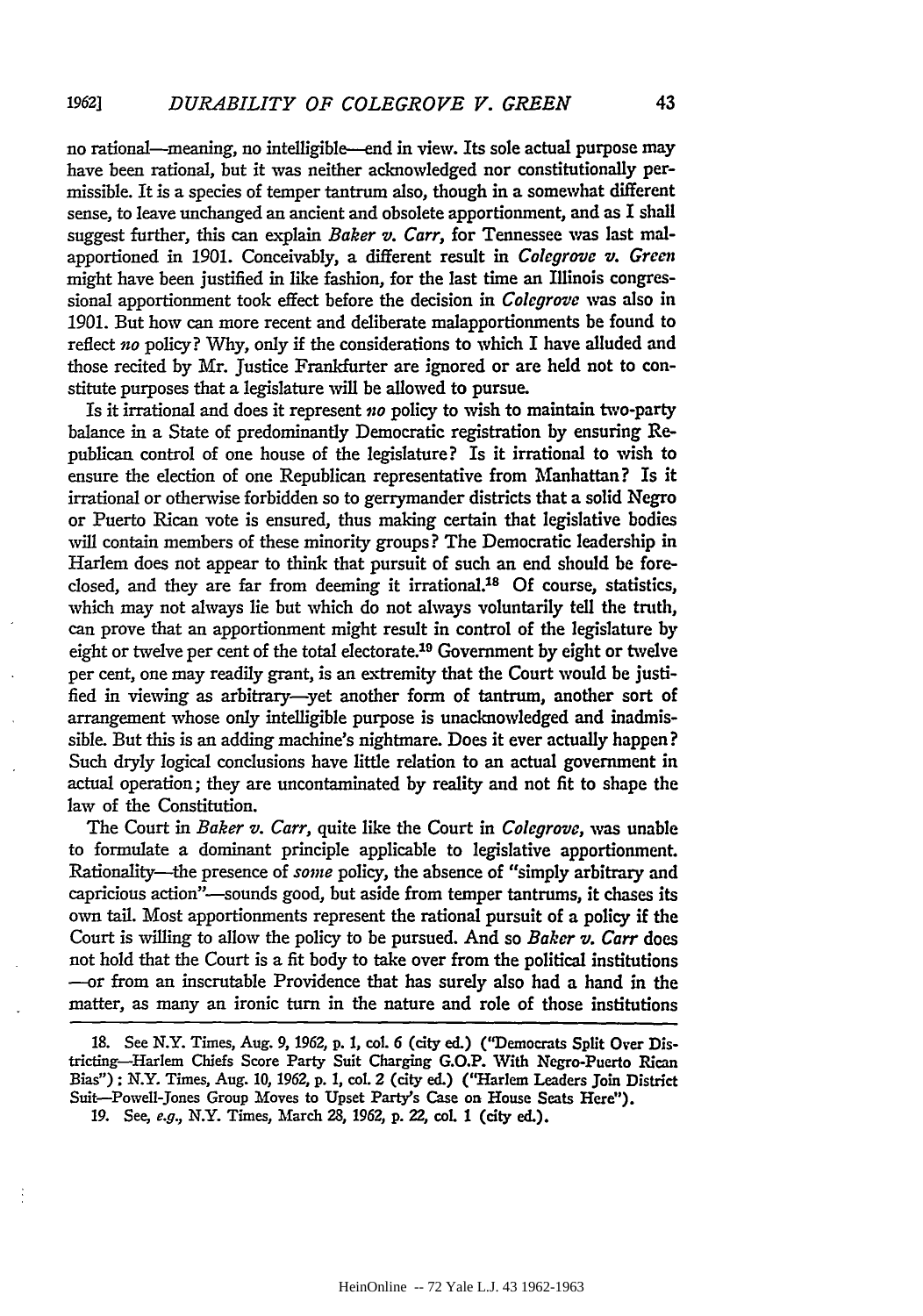no rational—meaning, no intelligible—end in view. Its sole actual purpose may have been rational, but it was neither acknowledged nor constitutionally permissible. It is a species of temper tantrum also, though in a somewhat different sense, to leave unchanged an ancient and obsolete apportionment, and as I shall suggest further, this can explain *Baker v. Carr*, for Tennessee was last malapportioned in 1901. Conceivably, a different result in *Colegrove v. Green* might have been justified in like fashion, for the last time an Illinois congressional apportionment took effect before the decision in *Colegrove* was also in 1901. But how can more recent and deliberate malapportionments be found to reflect *no* policy? Why, only if the considerations to which I have alluded and those recited by Mr. Justice Frankfurter are ignored or are held not to constitute purposes that a legislature will be allowed to pursue.

Is it irrational and does it represent *no* policy to wish to maintain two-party balance in a State of predominantly Democratic registration by ensuring Republican control of one house of the legislature? Is it irrational to wish to ensure the election of one Republican representative from Manhattan? Is it irrational or otherwise forbidden so to gerrymander districts that a solid Negro or Puerto Rican vote is ensured, thus making certain that legislative bodies will contain members of these minority groups? The Democratic leadership in Harlem does not appear to think that pursuit of such an end should be foreclosed, and they are far from deeming it irrational.[18] Of course, statistics, which may not always lie but which do not always voluntarily tell the truth, can prove that an apportionment might result in control of the legislature by eight or twelve per cent of the total electorate.[19] Government by eight or twelve per cent, one may readily grant, is an extremity that the Court would be justified in viewing as arbitrary—yet another form of tantrum, another sort of arrangement whose only intelligible purpose is unacknowledged and inadmissible. But this is an adding machine's nightmare. Does it ever actually happen? Such dryly logical conclusions have little relation to an actual government in actual operation; they are uncontaminated by reality and not fit to shape the law of the Constitution.

The Court in *Baker v. Carr*, quite like the Court in *Colegrove*, was unable to formulate a dominant principle applicable to legislative apportionment. Rationality—the presence of *some* policy, the absence of "simply arbitrary and capricious action"—sounds good, but aside from temper tantrums, it chases its own tail. Most apportionments represent the rational pursuit of a policy if the Court is willing to allow the policy to be pursued. And so *Baker v. Carr* does not hold that the Court is a fit body to take over from the political institutions —or from an inscrutable Providence that has surely also had a hand in the matter, as many an ironic turn in the nature and role of those institutions

18. See N.Y. Times, Aug. 9, 1962, p. 1, col. 6 (city ed.) ("Democrats Split Over Districting—Harlem Chiefs Score Party Suit Charging G.O.P. With Negro-Puerto Rican Bias"); N.Y. Times, Aug. 10, 1962, p. 1, col. 2 (city ed.) ("Harlem Leaders Join District Suit—Powell-Jones Group Moves to Upset Party's Case on House Seats Here").

19. See, *e.g.*, N.Y. Times, March 28, 1962, p. 22, col. 1 (city ed.).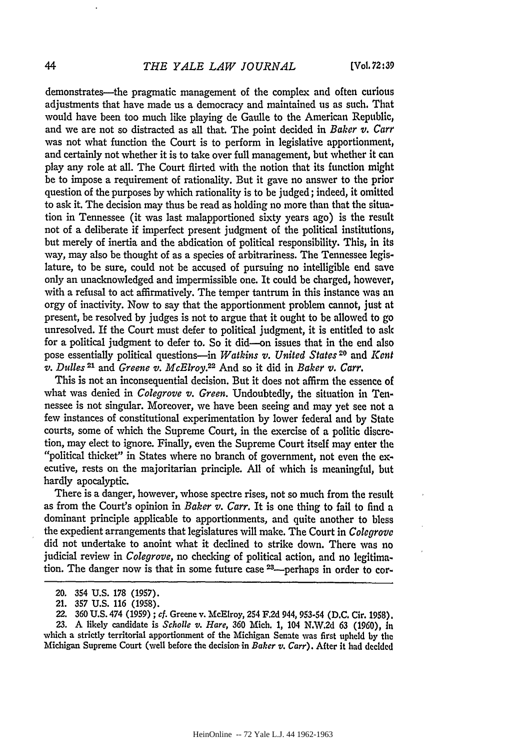demonstrates—the pragmatic management of the complex and often curious adjustments that have made us a democracy and maintained us as such. That would have been too much like playing de Gaulle to the American Republic, and we are not so distracted as all that. The point decided in *Baker v. Carr* was not what function the Court is to perform in legislative apportionment, and certainly not whether it is to take over full management, but whether it can play any role at all. The Court flirted with the notion that its function might be to impose a requirement of rationality. But it gave no answer to the prior question of the purposes by which rationality is to be judged; indeed, it omitted to ask it. The decision may thus be read as holding no more than that the situation in Tennessee (it was last malapportioned sixty years ago) is the result not of a deliberate if imperfect present judgment of the political institutions, but merely of inertia and the abdication of political responsibility. This, in its way, may also be thought of as a species of arbitrariness. The Tennessee legislature, to be sure, could not be accused of pursuing no intelligible end save only an unacknowledged and impermissible one. It could be charged, however, with a refusal to act affirmatively. The temper tantrum in this instance was an orgy of inactivity. Now to say that the apportionment problem cannot, just at present, be resolved by judges is not to argue that it ought to be allowed to go unresolved. If the Court must defer to political judgment, it is entitled to ask for a political judgment to defer to. So it did—on issues that in the end also pose essentially political questions—in *Watkins v. United States*[20] and *Kent v. Dulles*[21] and *Greene v. McElroy*.[22] And so it did in *Baker v. Carr*.

This is not an inconsequential decision. But it does not affirm the essence of what was denied in *Colegrove v. Green*. Undoubtedly, the situation in Tennessee is not singular. Moreover, we have been seeing and may yet see not a few instances of constitutional experimentation by lower federal and by State courts, some of which the Supreme Court, in the exercise of a politic discretion, may elect to ignore. Finally, even the Supreme Court itself may enter the "political thicket" in States where no branch of government, not even the executive, rests on the majoritarian principle. All of which is meaningful, but hardly apocalyptic.

There is a danger, however, whose spectre rises, not so much from the result as from the Court's opinion in *Baker v. Carr*. It is one thing to fail to find a dominant principle applicable to apportionments, and quite another to bless the expedient arrangements that legislatures will make. The Court in *Colegrove* did not undertake to anoint what it declined to strike down. There was no judicial review in *Colegrove*, no checking of political action, and no legitimation. The danger now is that in some future case[23]—perhaps in order to cor-

20. 354 U.S. 178 (1957).

21. 357 U.S. 116 (1958).

22. 360 U.S. 474 (1959); *cf.* Greene v. McElroy, 254 F.2d 944, 953-54 (D.C. Cir. 1958).

23. A likely candidate is *Scholle v. Hare*, 360 Mich. 1, 104 N.W.2d 63 (1960), in which a strictly territorial apportionment of the Michigan Senate was first upheld by the Michigan Supreme Court (well before the decision in *Baker v. Carr*). After it had decided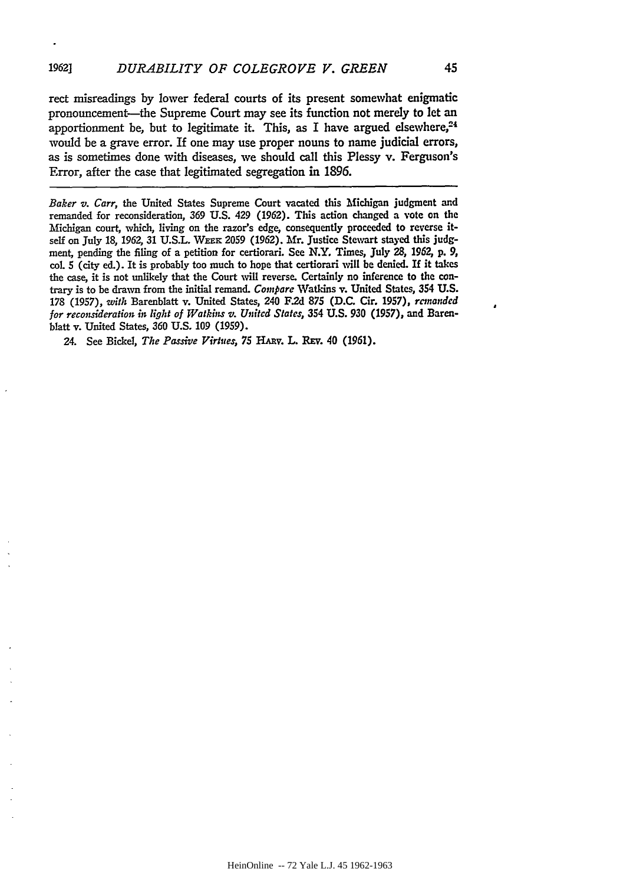rect misreadings by lower federal courts of its present somewhat enigmatic pronouncement—the Supreme Court may see its function not merely to let an apportionment be, but to legitimate it. This, as I have argued elsewhere,[24] would be a grave error. If one may use proper nouns to name judicial errors, as is sometimes done with diseases, we should call this Plessy v. Ferguson's Error, after the case that legitimated segregation in 1896.

---

*Baker v. Carr*, the United States Supreme Court vacated this Michigan judgment and remanded for reconsideration, 369 U.S. 429 (1962). This action changed a vote on the Michigan court, which, living on the razor's edge, consequently proceeded to reverse itself on July 18, 1962, 31 U.S.L. WEEK 2059 (1962). Mr. Justice Stewart stayed this judgment, pending the filing of a petition for certiorari. See N.Y. Times, July 28, 1962, p. 9, col. 5 (city ed.). It is probably too much to hope that certiorari will be denied. If it takes the case, it is not unlikely that the Court will reverse. Certainly no inference to the contrary is to be drawn from the initial remand. *Compare* Watkins v. United States, 354 U.S. 178 (1957), *with* Barenblatt v. United States, 240 F.2d 875 (D.C. Cir. 1957), *remanded for reconsideration in light of Watkins v. United States*, 354 U.S. 930 (1957), and Barenblatt v. United States, 360 U.S. 109 (1959).

24. See Bickel, *The Passive Virtues*, 75 HARV. L. REV. 40 (1961).